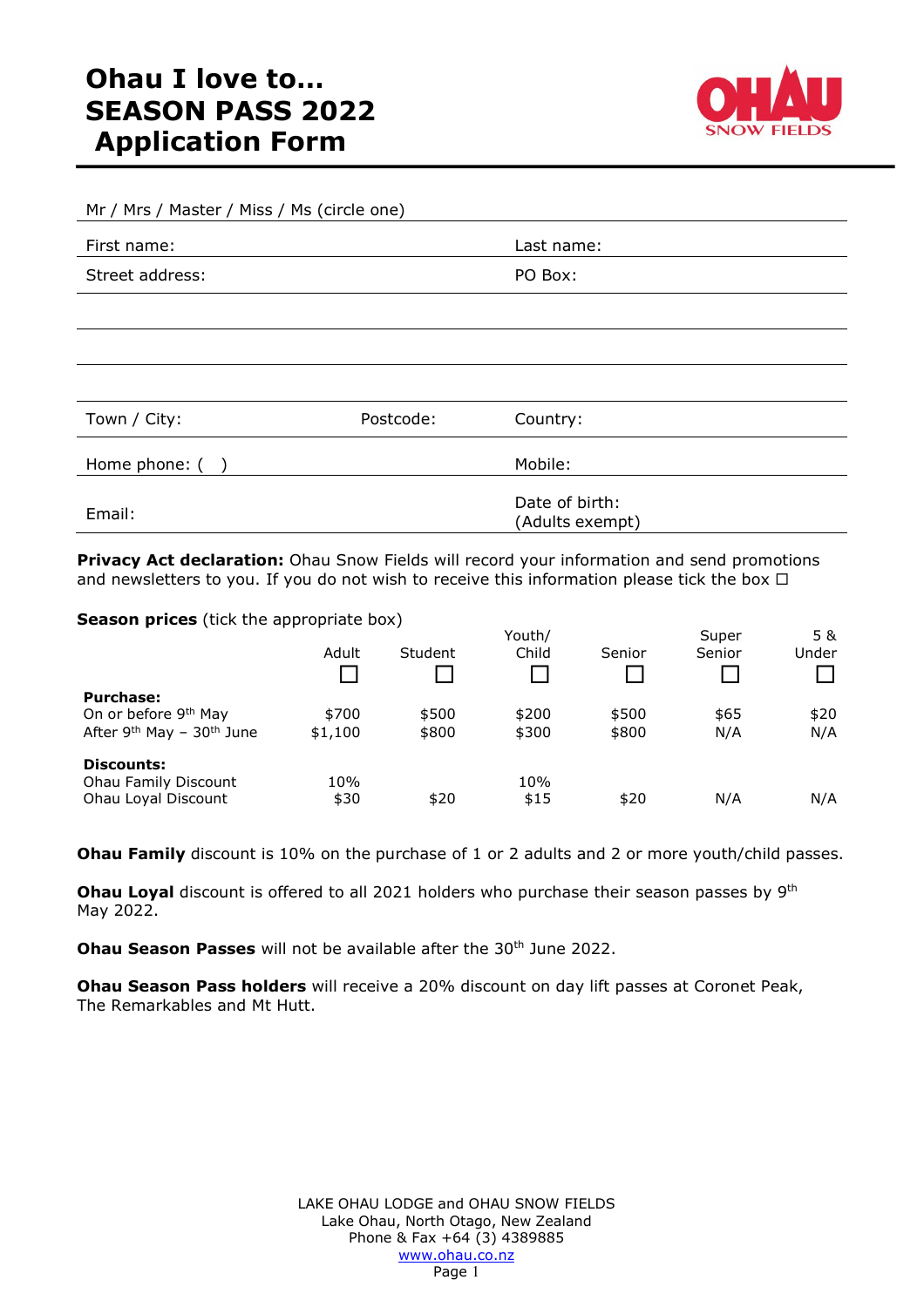# Ohau I love to… SEASON PASS 2022 Application Form

OHAU SNOW FIELDS

Mr / Mrs / Master / Miss / Ms (circle one)

| First name: | | Last name: |
|---|---|---|
| Street address: | | PO Box: |
| | | |
| | | |
| | | |
| Town / City: | Postcode: | Country: |
| Home phone: (   ) | | Mobile: |
| Email: | | Date of birth: (Adults exempt) |

**Privacy Act declaration:** Ohau Snow Fields will record your information and send promotions and newsletters to you. If you do not wish to receive this information please tick the box ☐

**Season prices** (tick the appropriate box)

| | Adult ☐ | Student ☐ | Youth/ Child ☐ | Senior ☐ | Super Senior ☐ | 5 & Under ☐ |
|---|---|---|---|---|---|---|
| **Purchase:** | | | | | | |
| On or before 9th May | $700 | $500 | $200 | $500 | $65 | $20 |
| After 9th May – 30th June | $1,100 | $800 | $300 | $800 | N/A | N/A |
| **Discounts:** | | | | | | |
| Ohau Family Discount | 10% | | 10% | | | |
| Ohau Loyal Discount | $30 | $20 | $15 | $20 | N/A | N/A |

**Ohau Family** discount is 10% on the purchase of 1 or 2 adults and 2 or more youth/child passes.

**Ohau Loyal** discount is offered to all 2021 holders who purchase their season passes by 9th May 2022.

**Ohau Season Passes** will not be available after the 30th June 2022.

**Ohau Season Pass holders** will receive a 20% discount on day lift passes at Coronet Peak, The Remarkables and Mt Hutt.

LAKE OHAU LODGE and OHAU SNOW FIELDS
Lake Ohau, North Otago, New Zealand
Phone & Fax +64 (3) 4389885
www.ohau.co.nz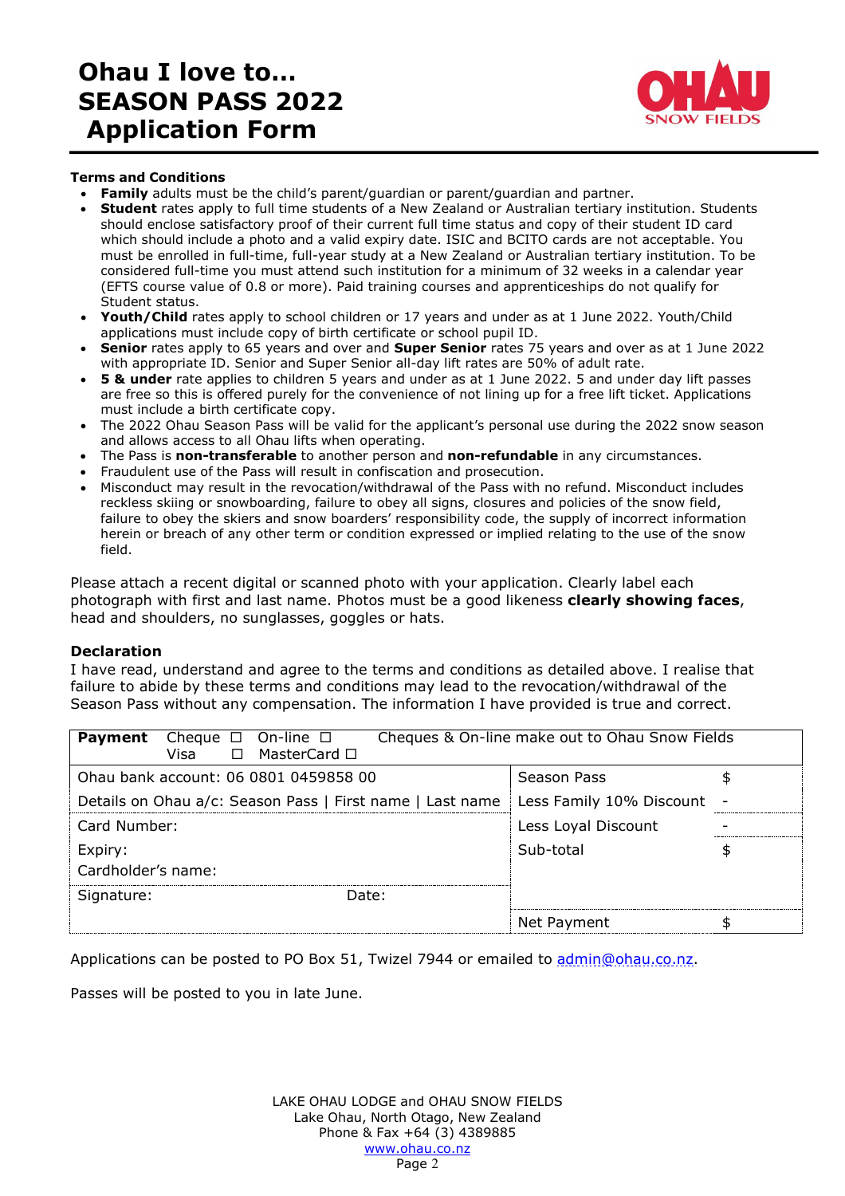# Ohau I love to… SEASON PASS 2022 Application Form

OHAU SNOW FIELDS

**Terms and Conditions**

- **Family** adults must be the child's parent/guardian or parent/guardian and partner.
- **Student** rates apply to full time students of a New Zealand or Australian tertiary institution. Students should enclose satisfactory proof of their current full time status and copy of their student ID card which should include a photo and a valid expiry date. ISIC and BCITO cards are not acceptable. You must be enrolled in full-time, full-year study at a New Zealand or Australian tertiary institution. To be considered full-time you must attend such institution for a minimum of 32 weeks in a calendar year (EFTS course value of 0.8 or more). Paid training courses and apprenticeships do not qualify for Student status.
- **Youth/Child** rates apply to school children or 17 years and under as at 1 June 2022. Youth/Child applications must include copy of birth certificate or school pupil ID.
- **Senior** rates apply to 65 years and over and **Super Senior** rates 75 years and over as at 1 June 2022 with appropriate ID. Senior and Super Senior all-day lift rates are 50% of adult rate.
- **5 & under** rate applies to children 5 years and under as at 1 June 2022. 5 and under day lift passes are free so this is offered purely for the convenience of not lining up for a free lift ticket. Applications must include a birth certificate copy.
- The 2022 Ohau Season Pass will be valid for the applicant's personal use during the 2022 snow season and allows access to all Ohau lifts when operating.
- The Pass is **non-transferable** to another person and **non-refundable** in any circumstances.
- Fraudulent use of the Pass will result in confiscation and prosecution.
- Misconduct may result in the revocation/withdrawal of the Pass with no refund. Misconduct includes reckless skiing or snowboarding, failure to obey all signs, closures and policies of the snow field, failure to obey the skiers and snow boarders' responsibility code, the supply of incorrect information herein or breach of any other term or condition expressed or implied relating to the use of the snow field.

Please attach a recent digital or scanned photo with your application. Clearly label each photograph with first and last name. Photos must be a good likeness **clearly showing faces**, head and shoulders, no sunglasses, goggles or hats.

**Declaration**

I have read, understand and agree to the terms and conditions as detailed above. I realise that failure to abide by these terms and conditions may lead to the revocation/withdrawal of the Season Pass without any compensation. The information I have provided is true and correct.

| | | |
|---|---|---|
| **Payment** Cheque ☐ On-line ☐ Visa ☐ MasterCard ☐ | Cheques & On-line make out to Ohau Snow Fields | |
| Ohau bank account: 06 0801 0459858 00 | Season Pass | $ |
| Details on Ohau a/c: Season Pass \| First name \| Last name | Less Family 10% Discount | - |
| Card Number: | Less Loyal Discount | - |
| Expiry: Cardholder's name: | Sub-total | $ |
| Signature: Date: | Net Payment | $ |

Applications can be posted to PO Box 51, Twizel 7944 or emailed to admin@ohau.co.nz.

Passes will be posted to you in late June.

LAKE OHAU LODGE and OHAU SNOW FIELDS
Lake Ohau, North Otago, New Zealand
Phone & Fax +64 (3) 4389885
www.ohau.co.nz